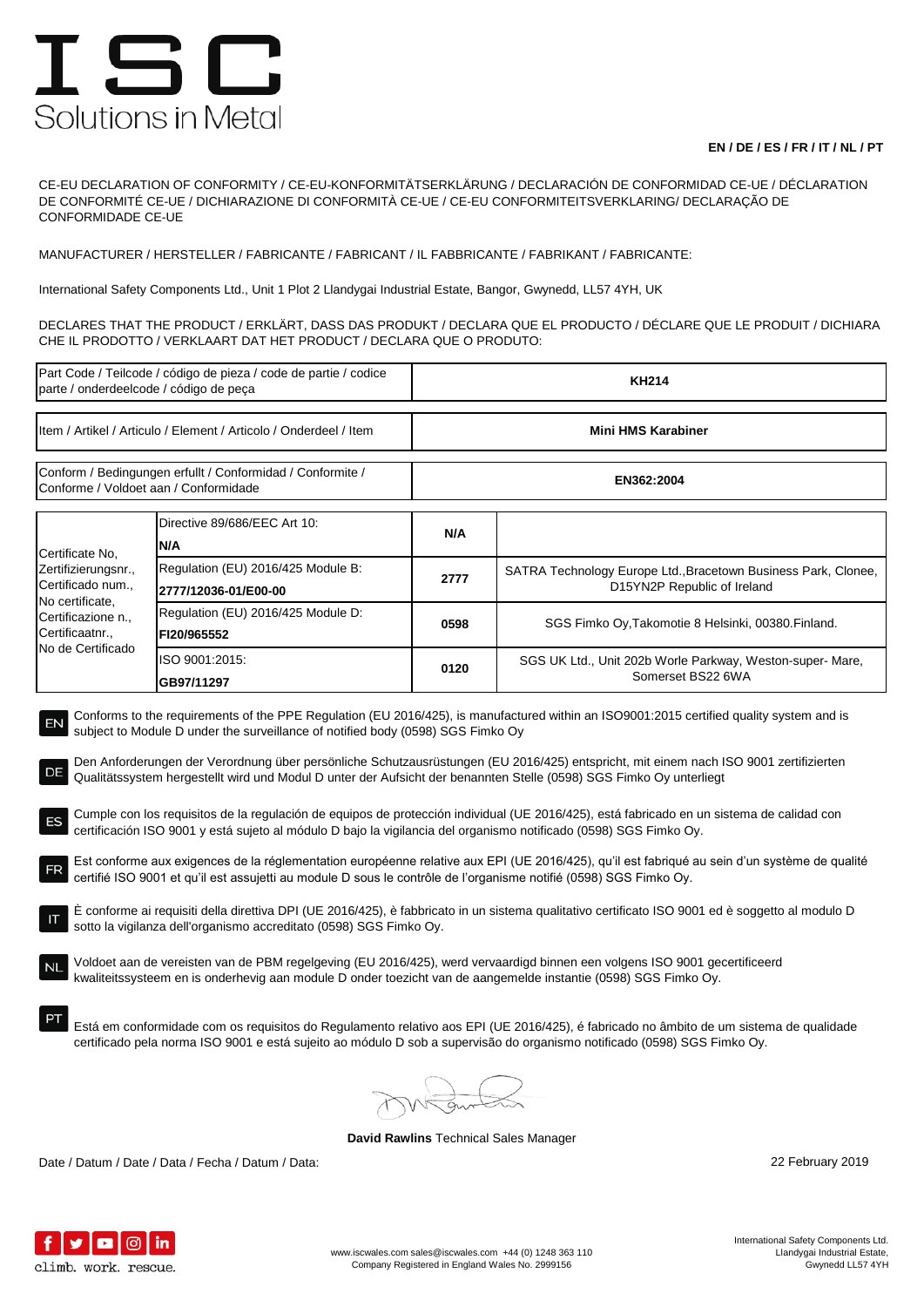# ISC
Solutions in Metal

**EN / DE / ES / FR / IT / NL / PT**

CE-EU DECLARATION OF CONFORMITY / CE-EU-KONFORMITÄTSERKLÄRUNG / DECLARACIÓN DE CONFORMIDAD CE-UE / DÉCLARATION DE CONFORMITÉ CE-UE / DICHIARAZIONE DI CONFORMITÀ CE-UE / CE-EU CONFORMITEITSVERKLARING/ DECLARAÇÃO DE CONFORMIDADE CE-UE

MANUFACTURER / HERSTELLER / FABRICANTE / FABRICANT / IL FABBRICANTE / FABRIKANT / FABRICANTE:

International Safety Components Ltd., Unit 1 Plot 2 Llandygai Industrial Estate, Bangor, Gwynedd, LL57 4YH, UK

DECLARES THAT THE PRODUCT / ERKLÄRT, DASS DAS PRODUKT / DECLARA QUE EL PRODUCTO / DÉCLARE QUE LE PRODUIT / DICHIARA CHE IL PRODOTTO / VERKLAART DAT HET PRODUCT / DECLARA QUE O PRODUTO:

| Part Code / Teilcode / código de pieza / code de partie / codice parte / onderdeelcode / código de peça | **KH214** |
|---|---|
| Item / Artikel / Articulo / Element / Articolo / Onderdeel / Item | **Mini HMS Karabiner** |
| Conform / Bedingungen erfullt / Conformidad / Conformite / Conforme / Voldoet aan / Conformidade | **EN362:2004** |

| Certificate No, Zertifizierungsnr., Certificado num., No certificate, Certificazione n., Certificaatnr., No de Certificado | Directive 89/686/EEC Art 10: **N/A** | **N/A** | |
|---|---|---|---|
| | Regulation (EU) 2016/425 Module B: **2777/12036-01/E00-00** | **2777** | SATRA Technology Europe Ltd.,Bracetown Business Park, Clonee, D15YN2P Republic of Ireland |
| | Regulation (EU) 2016/425 Module D: **FI20/965552** | **0598** | SGS Fimko Oy,Takomotie 8 Helsinki, 00380.Finland. |
| | ISO 9001:2015: **GB97/11297** | **0120** | SGS UK Ltd., Unit 202b Worle Parkway, Weston-super- Mare, Somerset BS22 6WA |

EN Conforms to the requirements of the PPE Regulation (EU 2016/425), is manufactured within an ISO9001:2015 certified quality system and is subject to Module D under the surveillance of notified body (0598) SGS Fimko Oy

DE Den Anforderungen der Verordnung über persönliche Schutzausrüstungen (EU 2016/425) entspricht, mit einem nach ISO 9001 zertifizierten Qualitätssystem hergestellt wird und Modul D unter der Aufsicht der benannten Stelle (0598) SGS Fimko Oy unterliegt

ES Cumple con los requisitos de la regulación de equipos de protección individual (UE 2016/425), está fabricado en un sistema de calidad con certificación ISO 9001 y está sujeto al módulo D bajo la vigilancia del organismo notificado (0598) SGS Fimko Oy.

FR Est conforme aux exigences de la réglementation européenne relative aux EPI (UE 2016/425), qu'il est fabriqué au sein d'un système de qualité certifié ISO 9001 et qu'il est assujetti au module D sous le contrôle de l'organisme notifié (0598) SGS Fimko Oy.

IT È conforme ai requisiti della direttiva DPI (UE 2016/425), è fabbricato in un sistema qualitativo certificato ISO 9001 ed è soggetto al modulo D sotto la vigilanza dell'organismo accreditato (0598) SGS Fimko Oy.

NL Voldoet aan de vereisten van de PBM regelgeving (EU 2016/425), werd vervaardigd binnen een volgens ISO 9001 gecertificeerd kwaliteitssysteem en is onderhevig aan module D onder toezicht van de aangemelde instantie (0598) SGS Fimko Oy.

PT Está em conformidade com os requisitos do Regulamento relativo aos EPI (UE 2016/425), é fabricado no âmbito de um sistema de qualidade certificado pela norma ISO 9001 e está sujeito ao módulo D sob a supervisão do organismo notificado (0598) SGS Fimko Oy.

**David Rawlins** Technical Sales Manager

Date / Datum / Date / Data / Fecha / Datum / Data: 22 February 2019

climb. work. rescue.

www.iscwales.com sales@iscwales.com +44 (0) 1248 363 110
Company Registered in England Wales No. 2999156

International Safety Components Ltd.
Llandygai Industrial Estate,
Gwynedd LL57 4YH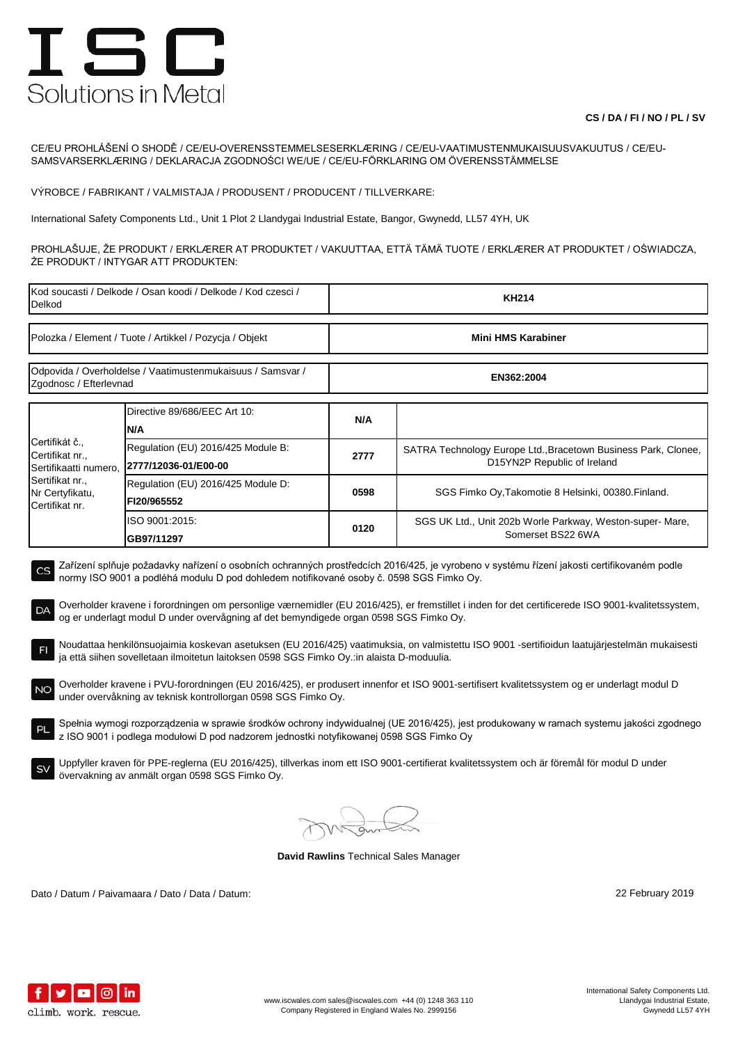# ISC
Solutions in Metal

**CS / DA / FI / NO / PL / SV**

CE/EU PROHLÁŠENÍ O SHODĚ / CE/EU-OVERENSSTEMMELSESERKLÆRING / CE/EU-VAATIMUSTENMUKAISUUSVAKUUTUS / CE/EU-SAMSVARSERKLÆRING / DEKLARACJA ZGODNOŚCI WE/UE / CE/EU-FÖRKLARING OM ÖVERENSSTÄMMELSE

VÝROBCE / FABRIKANT / VALMISTAJA / PRODUSENT / PRODUCENT / TILLVERKARE:

International Safety Components Ltd., Unit 1 Plot 2 Llandygai Industrial Estate, Bangor, Gwynedd, LL57 4YH, UK

PROHLAŠUJE, ŽE PRODUKT / ERKLÆRER AT PRODUKTET / VAKUUTTAA, ETTÄ TÄMÄ TUOTE / ERKLÆRER AT PRODUKTET / OŚWIADCZA, ŻE PRODUKT / INTYGAR ATT PRODUKTEN:

| | |
|---|---|
| Kod soucasti / Delkode / Osan koodi / Delkode / Kod czesci / Delkod | **KH214** |
| Polozka / Element / Tuote / Artikkel / Pozycja / Objekt | **Mini HMS Karabiner** |
| Odpovida / Overholdelse / Vaatimustenmukaisuus / Samsvar / Zgodnosc / Efterlevnad | **EN362:2004** |

| | | | |
|---|---|---|---|
| Certifikát č., Certifikat nr., Sertifikaatti numero, Sertifikat nr., Nr Certyfikatu, Certifikat nr. | Directive 89/686/EEC Art 10: **N/A** | **N/A** | |
| | Regulation (EU) 2016/425 Module B: **2777/12036-01/E00-00** | **2777** | SATRA Technology Europe Ltd.,Bracetown Business Park, Clonee, D15YN2P Republic of Ireland |
| | Regulation (EU) 2016/425 Module D: **FI20/965552** | **0598** | SGS Fimko Oy,Takomotie 8 Helsinki, 00380.Finland. |
| | ISO 9001:2015: **GB97/11297** | **0120** | SGS UK Ltd., Unit 202b Worle Parkway, Weston-super- Mare, Somerset BS22 6WA |

CS Zařízení splňuje požadavky nařízení o osobních ochranných prostředcích 2016/425, je vyrobeno v systému řízení jakosti certifikovaném podle normy ISO 9001 a podléhá modulu D pod dohledem notifikované osoby č. 0598 SGS Fimko Oy.

DA Overholder kravene i forordningen om personlige værnemidler (EU 2016/425), er fremstillet i inden for det certificerede ISO 9001-kvalitetssystem, og er underlagt modul D under overvågning af det bemyndigede organ 0598 SGS Fimko Oy.

FI Noudattaa henkilönsuojaimia koskevan asetuksen (EU 2016/425) vaatimuksia, on valmistettu ISO 9001 -sertifioidun laatujärjestelmän mukaisesti ja että siihen sovelletaan ilmoitetun laitoksen 0598 SGS Fimko Oy.:in alaista D-moduulia.

NO Overholder kravene i PVU-forordningen (EU 2016/425), er produsert innenfor et ISO 9001-sertifisert kvalitetssystem og er underlagt modul D under overvåkning av teknisk kontrollorgan 0598 SGS Fimko Oy.

PL Spełnia wymogi rozporządzenia w sprawie środków ochrony indywidualnej (UE 2016/425), jest produkowany w ramach systemu jakości zgodnego z ISO 9001 i podlega modułowi D pod nadzorem jednostki notyfikowanej 0598 SGS Fimko Oy

SV Uppfyller kraven för PPE-reglerna (EU 2016/425), tillverkas inom ett ISO 9001-certifierat kvalitetssystem och är föremål för modul D under övervakning av anmält organ 0598 SGS Fimko Oy.

**David Rawlins** Technical Sales Manager

Dato / Datum / Paivamaara / Dato / Data / Datum: 22 February 2019

climb. work. rescue.

www.iscwales.com sales@iscwales.com +44 (0) 1248 363 110
Company Registered in England Wales No. 2999156

International Safety Components Ltd.
Llandygai Industrial Estate,
Gwynedd LL57 4YH